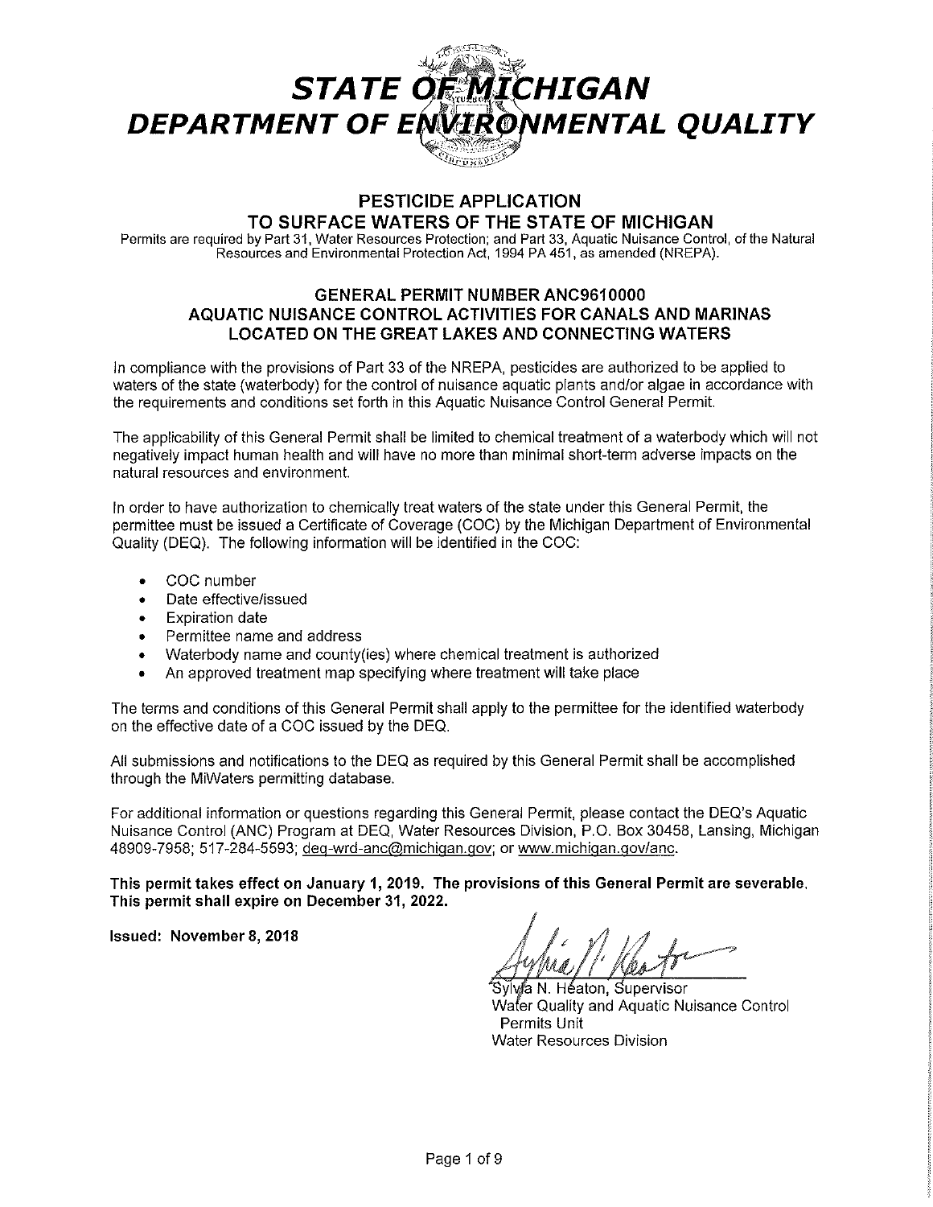# STATE OF MICHIGAN
# DEPARTMENT OF ENVIRONMENTAL QUALITY

## PESTICIDE APPLICATION
## TO SURFACE WATERS OF THE STATE OF MICHIGAN

Permits are required by Part 31, Water Resources Protection; and Part 33, Aquatic Nuisance Control, of the Natural Resources and Environmental Protection Act, 1994 PA 451, as amended (NREPA).

## GENERAL PERMIT NUMBER ANC9610000
## AQUATIC NUISANCE CONTROL ACTIVITIES FOR CANALS AND MARINAS LOCATED ON THE GREAT LAKES AND CONNECTING WATERS

In compliance with the provisions of Part 33 of the NREPA, pesticides are authorized to be applied to waters of the state (waterbody) for the control of nuisance aquatic plants and/or algae in accordance with the requirements and conditions set forth in this Aquatic Nuisance Control General Permit.

The applicability of this General Permit shall be limited to chemical treatment of a waterbody which will not negatively impact human health and will have no more than minimal short-term adverse impacts on the natural resources and environment.

In order to have authorization to chemically treat waters of the state under this General Permit, the permittee must be issued a Certificate of Coverage (COC) by the Michigan Department of Environmental Quality (DEQ). The following information will be identified in the COC:

- COC number
- Date effective/issued
- Expiration date
- Permittee name and address
- Waterbody name and county(ies) where chemical treatment is authorized
- An approved treatment map specifying where treatment will take place

The terms and conditions of this General Permit shall apply to the permittee for the identified waterbody on the effective date of a COC issued by the DEQ.

All submissions and notifications to the DEQ as required by this General Permit shall be accomplished through the MiWaters permitting database.

For additional information or questions regarding this General Permit, please contact the DEQ's Aquatic Nuisance Control (ANC) Program at DEQ, Water Resources Division, P.O. Box 30458, Lansing, Michigan 48909-7958; 517-284-5593; deq-wrd-anc@michigan.gov; or www.michigan.gov/anc.

**This permit takes effect on January 1, 2019. The provisions of this General Permit are severable. This permit shall expire on December 31, 2022.**

**Issued: November 8, 2018**

Sylvia N. Heaton, Supervisor
Water Quality and Aquatic Nuisance Control Permits Unit
Water Resources Division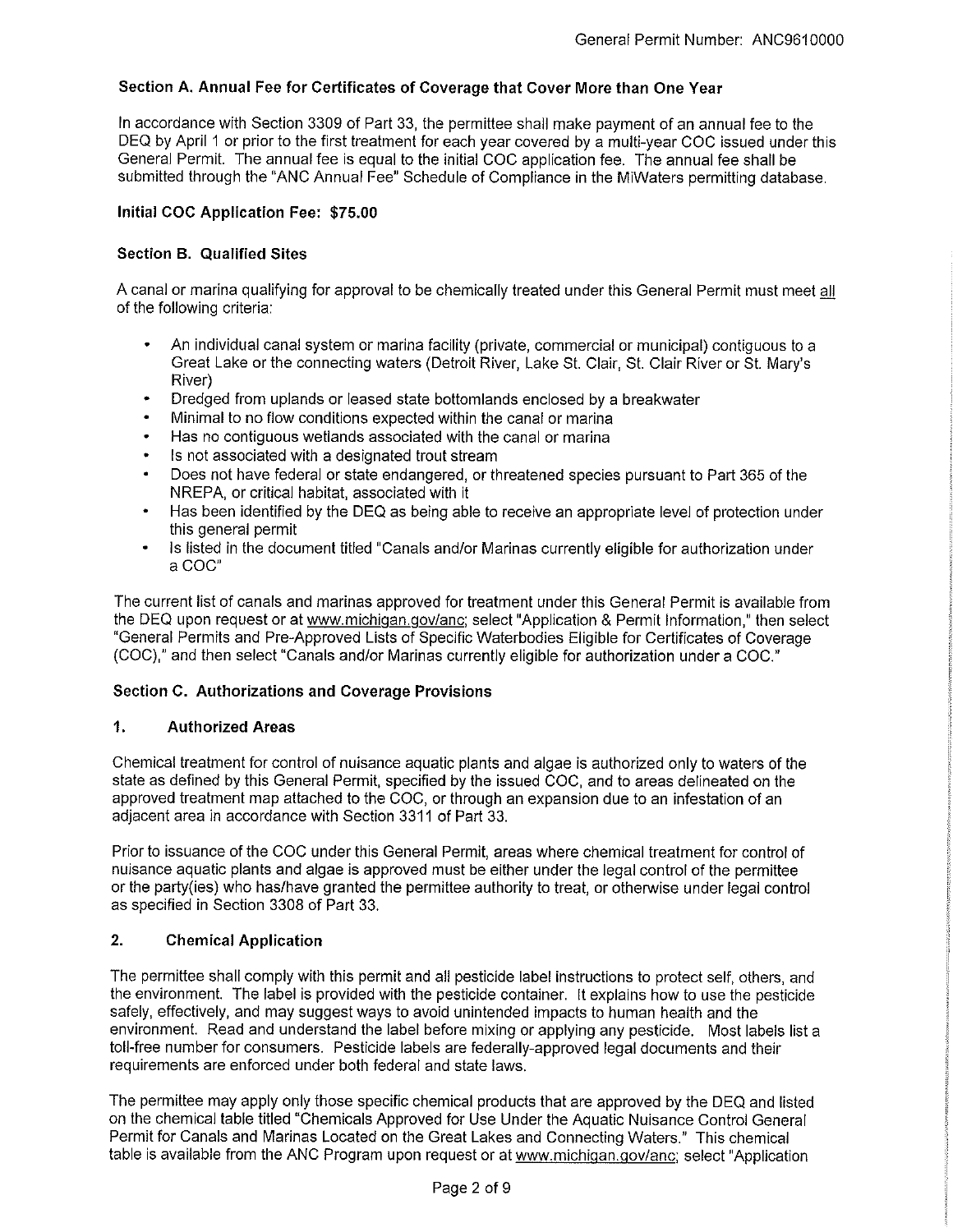### Section A. Annual Fee for Certificates of Coverage that Cover More than One Year

In accordance with Section 3309 of Part 33, the permittee shall make payment of an annual fee to the DEQ by April 1 or prior to the first treatment for each year covered by a multi-year COC issued under this General Permit. The annual fee is equal to the initial COC application fee. The annual fee shall be submitted through the "ANC Annual Fee" Schedule of Compliance in the MiWaters permitting database.

**Initial COC Application Fee: $75.00**

### Section B. Qualified Sites

A canal or marina qualifying for approval to be chemically treated under this General Permit must meet all of the following criteria:

- An individual canal system or marina facility (private, commercial or municipal) contiguous to a Great Lake or the connecting waters (Detroit River, Lake St. Clair, St. Clair River or St. Mary's River)
- Dredged from uplands or leased state bottomlands enclosed by a breakwater
- Minimal to no flow conditions expected within the canal or marina
- Has no contiguous wetlands associated with the canal or marina
- Is not associated with a designated trout stream
- Does not have federal or state endangered, or threatened species pursuant to Part 365 of the NREPA, or critical habitat, associated with it
- Has been identified by the DEQ as being able to receive an appropriate level of protection under this general permit
- Is listed in the document titled "Canals and/or Marinas currently eligible for authorization under a COC"

The current list of canals and marinas approved for treatment under this General Permit is available from the DEQ upon request or at www.michigan.gov/anc; select "Application & Permit Information," then select "General Permits and Pre-Approved Lists of Specific Waterbodies Eligible for Certificates of Coverage (COC)," and then select "Canals and/or Marinas currently eligible for authorization under a COC."

### Section C. Authorizations and Coverage Provisions

#### 1. Authorized Areas

Chemical treatment for control of nuisance aquatic plants and algae is authorized only to waters of the state as defined by this General Permit, specified by the issued COC, and to areas delineated on the approved treatment map attached to the COC, or through an expansion due to an infestation of an adjacent area in accordance with Section 3311 of Part 33.

Prior to issuance of the COC under this General Permit, areas where chemical treatment for control of nuisance aquatic plants and algae is approved must be either under the legal control of the permittee or the party(ies) who has/have granted the permittee authority to treat, or otherwise under legal control as specified in Section 3308 of Part 33.

#### 2. Chemical Application

The permittee shall comply with this permit and all pesticide label instructions to protect self, others, and the environment. The label is provided with the pesticide container. It explains how to use the pesticide safely, effectively, and may suggest ways to avoid unintended impacts to human health and the environment. Read and understand the label before mixing or applying any pesticide. Most labels list a toll-free number for consumers. Pesticide labels are federally-approved legal documents and their requirements are enforced under both federal and state laws.

The permittee may apply only those specific chemical products that are approved by the DEQ and listed on the chemical table titled "Chemicals Approved for Use Under the Aquatic Nuisance Control General Permit for Canals and Marinas Located on the Great Lakes and Connecting Waters." This chemical table is available from the ANC Program upon request or at www.michigan.gov/anc; select "Application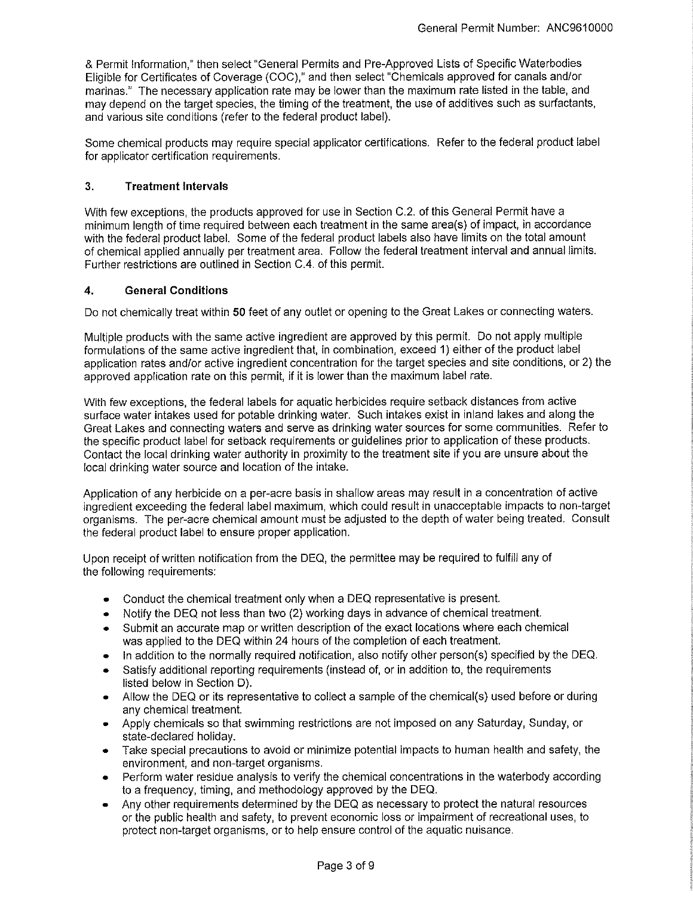& Permit Information," then select "General Permits and Pre-Approved Lists of Specific Waterbodies Eligible for Certificates of Coverage (COC)," and then select "Chemicals approved for canals and/or marinas." The necessary application rate may be lower than the maximum rate listed in the table, and may depend on the target species, the timing of the treatment, the use of additives such as surfactants, and various site conditions (refer to the federal product label).

Some chemical products may require special applicator certifications. Refer to the federal product label for applicator certification requirements.

### 3. Treatment Intervals

With few exceptions, the products approved for use in Section C.2. of this General Permit have a minimum length of time required between each treatment in the same area(s) of impact, in accordance with the federal product label. Some of the federal product labels also have limits on the total amount of chemical applied annually per treatment area. Follow the federal treatment interval and annual limits. Further restrictions are outlined in Section C.4. of this permit.

### 4. General Conditions

Do not chemically treat within **50** feet of any outlet or opening to the Great Lakes or connecting waters.

Multiple products with the same active ingredient are approved by this permit. Do not apply multiple formulations of the same active ingredient that, in combination, exceed 1) either of the product label application rates and/or active ingredient concentration for the target species and site conditions, or 2) the approved application rate on this permit, if it is lower than the maximum label rate.

With few exceptions, the federal labels for aquatic herbicides require setback distances from active surface water intakes used for potable drinking water. Such intakes exist in inland lakes and along the Great Lakes and connecting waters and serve as drinking water sources for some communities. Refer to the specific product label for setback requirements or guidelines prior to application of these products. Contact the local drinking water authority in proximity to the treatment site if you are unsure about the local drinking water source and location of the intake.

Application of any herbicide on a per-acre basis in shallow areas may result in a concentration of active ingredient exceeding the federal label maximum, which could result in unacceptable impacts to non-target organisms. The per-acre chemical amount must be adjusted to the depth of water being treated. Consult the federal product label to ensure proper application.

Upon receipt of written notification from the DEQ, the permittee may be required to fulfill any of the following requirements:

- Conduct the chemical treatment only when a DEQ representative is present.
- Notify the DEQ not less than two (2) working days in advance of chemical treatment.
- Submit an accurate map or written description of the exact locations where each chemical was applied to the DEQ within 24 hours of the completion of each treatment.
- In addition to the normally required notification, also notify other person(s) specified by the DEQ.
- Satisfy additional reporting requirements (instead of, or in addition to, the requirements listed below in Section D).
- Allow the DEQ or its representative to collect a sample of the chemical(s) used before or during any chemical treatment.
- Apply chemicals so that swimming restrictions are not imposed on any Saturday, Sunday, or state-declared holiday.
- Take special precautions to avoid or minimize potential impacts to human health and safety, the environment, and non-target organisms.
- Perform water residue analysis to verify the chemical concentrations in the waterbody according to a frequency, timing, and methodology approved by the DEQ.
- Any other requirements determined by the DEQ as necessary to protect the natural resources or the public health and safety, to prevent economic loss or impairment of recreational uses, to protect non-target organisms, or to help ensure control of the aquatic nuisance.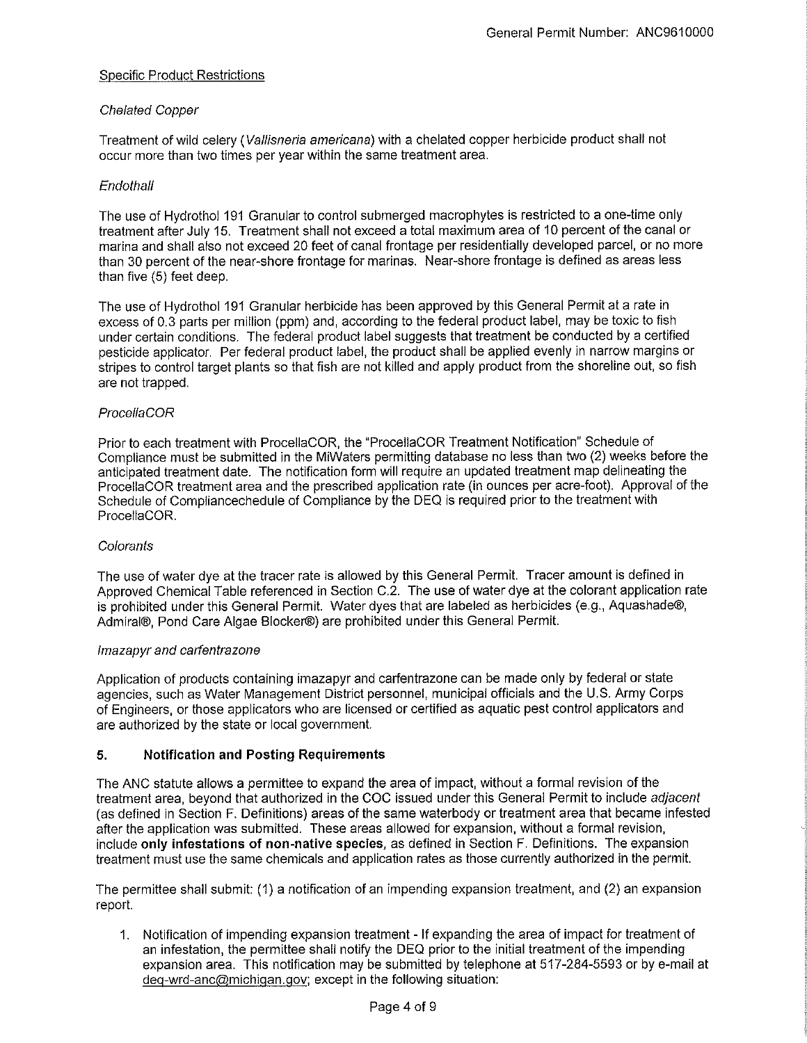Specific Product Restrictions

*Chelated Copper*

Treatment of wild celery (*Vallisneria americana*) with a chelated copper herbicide product shall not occur more than two times per year within the same treatment area.

*Endothall*

The use of Hydrothol 191 Granular to control submerged macrophytes is restricted to a one-time only treatment after July 15. Treatment shall not exceed a total maximum area of 10 percent of the canal or marina and shall also not exceed 20 feet of canal frontage per residentially developed parcel, or no more than 30 percent of the near-shore frontage for marinas. Near-shore frontage is defined as areas less than five (5) feet deep.

The use of Hydrothol 191 Granular herbicide has been approved by this General Permit at a rate in excess of 0.3 parts per million (ppm) and, according to the federal product label, may be toxic to fish under certain conditions. The federal product label suggests that treatment be conducted by a certified pesticide applicator. Per federal product label, the product shall be applied evenly in narrow margins or stripes to control target plants so that fish are not killed and apply product from the shoreline out, so fish are not trapped.

*ProcellaCOR*

Prior to each treatment with ProcellaCOR, the "ProcellaCOR Treatment Notification" Schedule of Compliance must be submitted in the MiWaters permitting database no less than two (2) weeks before the anticipated treatment date. The notification form will require an updated treatment map delineating the ProcellaCOR treatment area and the prescribed application rate (in ounces per acre-foot). Approval of the Schedule of Compliancechedule of Compliance by the DEQ is required prior to the treatment with ProcellaCOR.

*Colorants*

The use of water dye at the tracer rate is allowed by this General Permit. Tracer amount is defined in Approved Chemical Table referenced in Section C.2. The use of water dye at the colorant application rate is prohibited under this General Permit. Water dyes that are labeled as herbicides (e.g., Aquashade®, Admiral®, Pond Care Algae Blocker®) are prohibited under this General Permit.

*Imazapyr and carfentrazone*

Application of products containing imazapyr and carfentrazone can be made only by federal or state agencies, such as Water Management District personnel, municipal officials and the U.S. Army Corps of Engineers, or those applicators who are licensed or certified as aquatic pest control applicators and are authorized by the state or local government.

## 5. Notification and Posting Requirements

The ANC statute allows a permittee to expand the area of impact, without a formal revision of the treatment area, beyond that authorized in the COC issued under this General Permit to include *adjacent* (as defined in Section F. Definitions) areas of the same waterbody or treatment area that became infested after the application was submitted. These areas allowed for expansion, without a formal revision, include **only infestations of non-native species**, as defined in Section F. Definitions. The expansion treatment must use the same chemicals and application rates as those currently authorized in the permit.

The permittee shall submit: (1) a notification of an impending expansion treatment, and (2) an expansion report.

1. Notification of impending expansion treatment - If expanding the area of impact for treatment of an infestation, the permittee shall notify the DEQ prior to the initial treatment of the impending expansion area. This notification may be submitted by telephone at 517-284-5593 or by e-mail at deq-wrd-anc@michigan.gov; except in the following situation: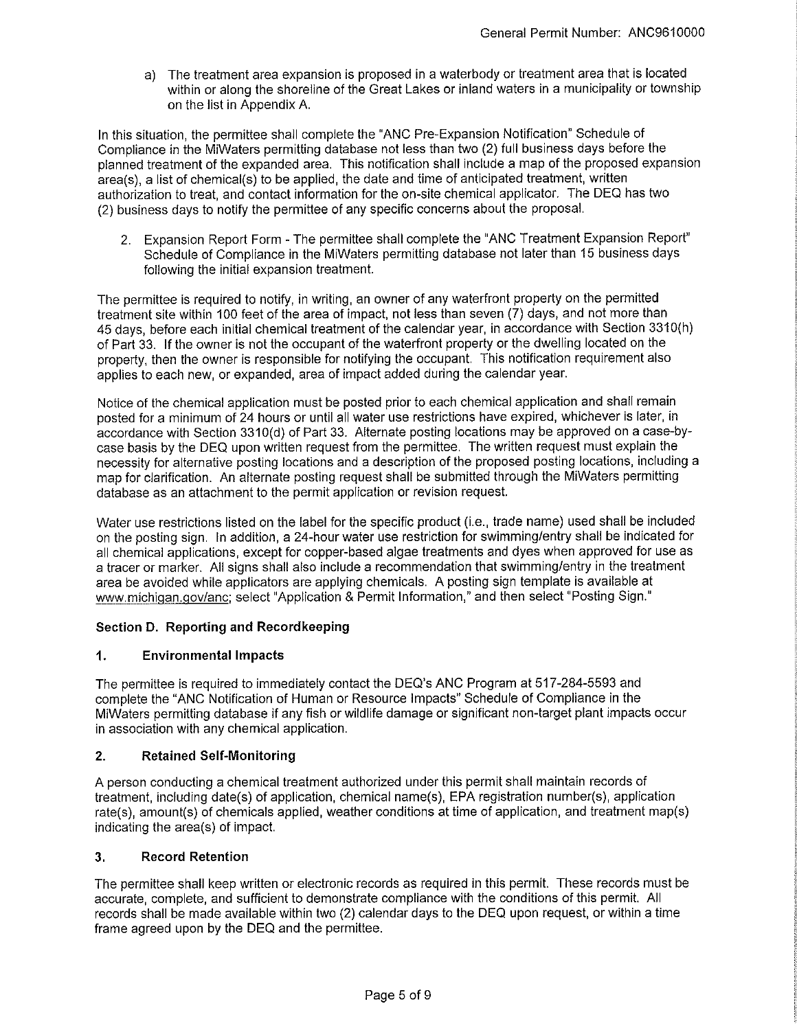a) The treatment area expansion is proposed in a waterbody or treatment area that is located within or along the shoreline of the Great Lakes or inland waters in a municipality or township on the list in Appendix A.

In this situation, the permittee shall complete the "ANC Pre-Expansion Notification" Schedule of Compliance in the MiWaters permitting database not less than two (2) full business days before the planned treatment of the expanded area. This notification shall include a map of the proposed expansion area(s), a list of chemical(s) to be applied, the date and time of anticipated treatment, written authorization to treat, and contact information for the on-site chemical applicator. The DEQ has two (2) business days to notify the permittee of any specific concerns about the proposal.

2. Expansion Report Form - The permittee shall complete the "ANC Treatment Expansion Report" Schedule of Compliance in the MiWaters permitting database not later than 15 business days following the initial expansion treatment.

The permittee is required to notify, in writing, an owner of any waterfront property on the permitted treatment site within 100 feet of the area of impact, not less than seven (7) days, and not more than 45 days, before each initial chemical treatment of the calendar year, in accordance with Section 3310(h) of Part 33. If the owner is not the occupant of the waterfront property or the dwelling located on the property, then the owner is responsible for notifying the occupant. This notification requirement also applies to each new, or expanded, area of impact added during the calendar year.

Notice of the chemical application must be posted prior to each chemical application and shall remain posted for a minimum of 24 hours or until all water use restrictions have expired, whichever is later, in accordance with Section 3310(d) of Part 33. Alternate posting locations may be approved on a case-by-case basis by the DEQ upon written request from the permittee. The written request must explain the necessity for alternative posting locations and a description of the proposed posting locations, including a map for clarification. An alternate posting request shall be submitted through the MiWaters permitting database as an attachment to the permit application or revision request.

Water use restrictions listed on the label for the specific product (i.e., trade name) used shall be included on the posting sign. In addition, a 24-hour water use restriction for swimming/entry shall be indicated for all chemical applications, except for copper-based algae treatments and dyes when approved for use as a tracer or marker. All signs shall also include a recommendation that swimming/entry in the treatment area be avoided while applicators are applying chemicals. A posting sign template is available at www.michigan.gov/anc; select "Application & Permit Information," and then select "Posting Sign."

## Section D. Reporting and Recordkeeping

### 1. Environmental Impacts

The permittee is required to immediately contact the DEQ's ANC Program at 517-284-5593 and complete the "ANC Notification of Human or Resource Impacts" Schedule of Compliance in the MiWaters permitting database if any fish or wildlife damage or significant non-target plant impacts occur in association with any chemical application.

### 2. Retained Self-Monitoring

A person conducting a chemical treatment authorized under this permit shall maintain records of treatment, including date(s) of application, chemical name(s), EPA registration number(s), application rate(s), amount(s) of chemicals applied, weather conditions at time of application, and treatment map(s) indicating the area(s) of impact.

### 3. Record Retention

The permittee shall keep written or electronic records as required in this permit. These records must be accurate, complete, and sufficient to demonstrate compliance with the conditions of this permit. All records shall be made available within two (2) calendar days to the DEQ upon request, or within a time frame agreed upon by the DEQ and the permittee.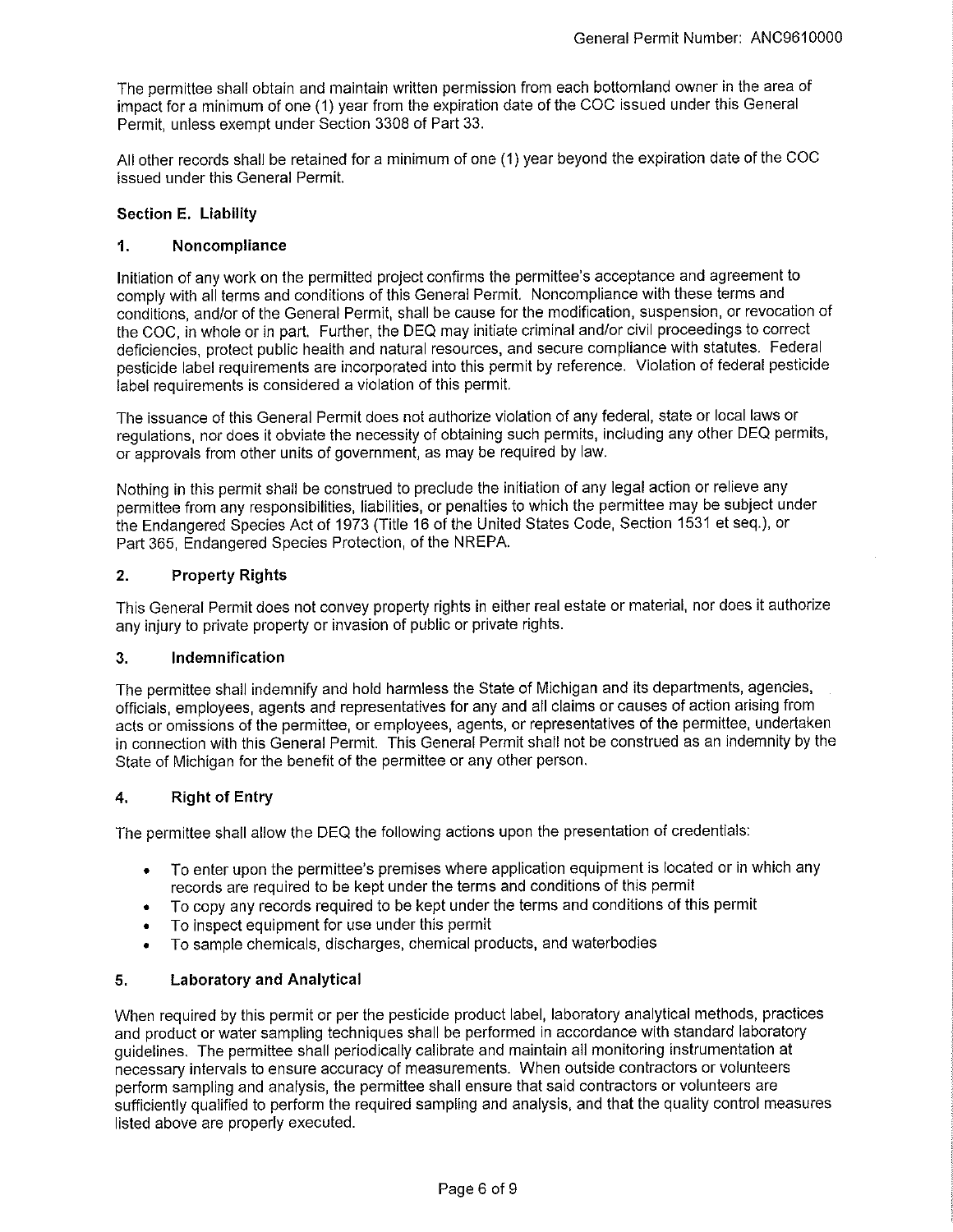The permittee shall obtain and maintain written permission from each bottomland owner in the area of impact for a minimum of one (1) year from the expiration date of the COC issued under this General Permit, unless exempt under Section 3308 of Part 33.

All other records shall be retained for a minimum of one (1) year beyond the expiration date of the COC issued under this General Permit.

## Section E. Liability

### 1. Noncompliance

Initiation of any work on the permitted project confirms the permittee's acceptance and agreement to comply with all terms and conditions of this General Permit. Noncompliance with these terms and conditions, and/or of the General Permit, shall be cause for the modification, suspension, or revocation of the COC, in whole or in part. Further, the DEQ may initiate criminal and/or civil proceedings to correct deficiencies, protect public health and natural resources, and secure compliance with statutes. Federal pesticide label requirements are incorporated into this permit by reference. Violation of federal pesticide label requirements is considered a violation of this permit.

The issuance of this General Permit does not authorize violation of any federal, state or local laws or regulations, nor does it obviate the necessity of obtaining such permits, including any other DEQ permits, or approvals from other units of government, as may be required by law.

Nothing in this permit shall be construed to preclude the initiation of any legal action or relieve any permittee from any responsibilities, liabilities, or penalties to which the permittee may be subject under the Endangered Species Act of 1973 (Title 16 of the United States Code, Section 1531 et seq.), or Part 365, Endangered Species Protection, of the NREPA.

### 2. Property Rights

This General Permit does not convey property rights in either real estate or material, nor does it authorize any injury to private property or invasion of public or private rights.

### 3. Indemnification

The permittee shall indemnify and hold harmless the State of Michigan and its departments, agencies, officials, employees, agents and representatives for any and all claims or causes of action arising from acts or omissions of the permittee, or employees, agents, or representatives of the permittee, undertaken in connection with this General Permit. This General Permit shall not be construed as an indemnity by the State of Michigan for the benefit of the permittee or any other person.

### 4. Right of Entry

The permittee shall allow the DEQ the following actions upon the presentation of credentials:

- To enter upon the permittee's premises where application equipment is located or in which any records are required to be kept under the terms and conditions of this permit
- To copy any records required to be kept under the terms and conditions of this permit
- To inspect equipment for use under this permit
- To sample chemicals, discharges, chemical products, and waterbodies

### 5. Laboratory and Analytical

When required by this permit or per the pesticide product label, laboratory analytical methods, practices and product or water sampling techniques shall be performed in accordance with standard laboratory guidelines. The permittee shall periodically calibrate and maintain all monitoring instrumentation at necessary intervals to ensure accuracy of measurements. When outside contractors or volunteers perform sampling and analysis, the permittee shall ensure that said contractors or volunteers are sufficiently qualified to perform the required sampling and analysis, and that the quality control measures listed above are properly executed.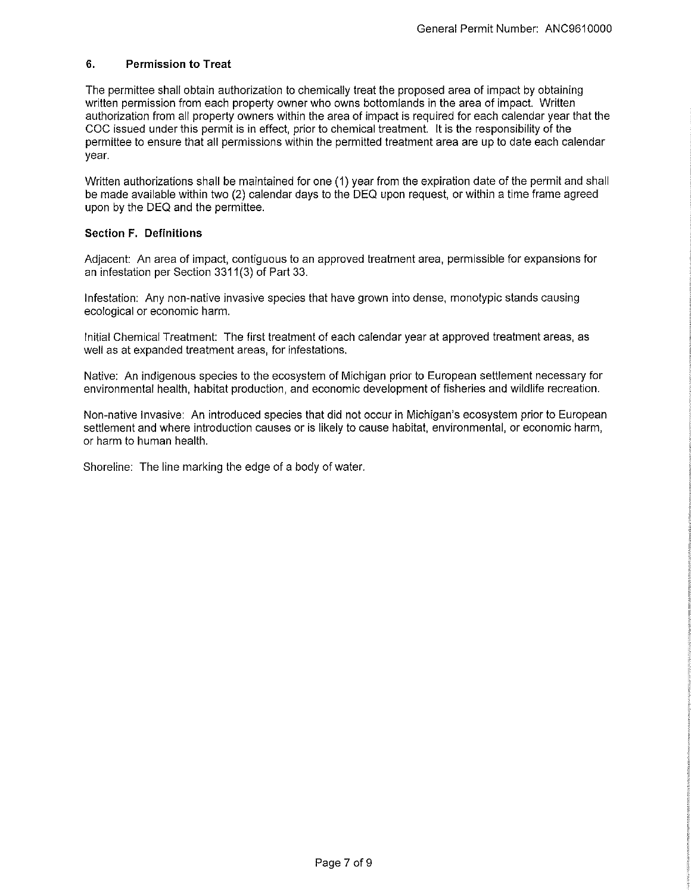### 6. Permission to Treat

The permittee shall obtain authorization to chemically treat the proposed area of impact by obtaining written permission from each property owner who owns bottomlands in the area of impact. Written authorization from all property owners within the area of impact is required for each calendar year that the COC issued under this permit is in effect, prior to chemical treatment. It is the responsibility of the permittee to ensure that all permissions within the permitted treatment area are up to date each calendar year.

Written authorizations shall be maintained for one (1) year from the expiration date of the permit and shall be made available within two (2) calendar days to the DEQ upon request, or within a time frame agreed upon by the DEQ and the permittee.

## Section F. Definitions

Adjacent: An area of impact, contiguous to an approved treatment area, permissible for expansions for an infestation per Section 3311(3) of Part 33.

Infestation: Any non-native invasive species that have grown into dense, monotypic stands causing ecological or economic harm.

Initial Chemical Treatment: The first treatment of each calendar year at approved treatment areas, as well as at expanded treatment areas, for infestations.

Native: An indigenous species to the ecosystem of Michigan prior to European settlement necessary for environmental health, habitat production, and economic development of fisheries and wildlife recreation.

Non-native Invasive: An introduced species that did not occur in Michigan's ecosystem prior to European settlement and where introduction causes or is likely to cause habitat, environmental, or economic harm, or harm to human health.

Shoreline: The line marking the edge of a body of water.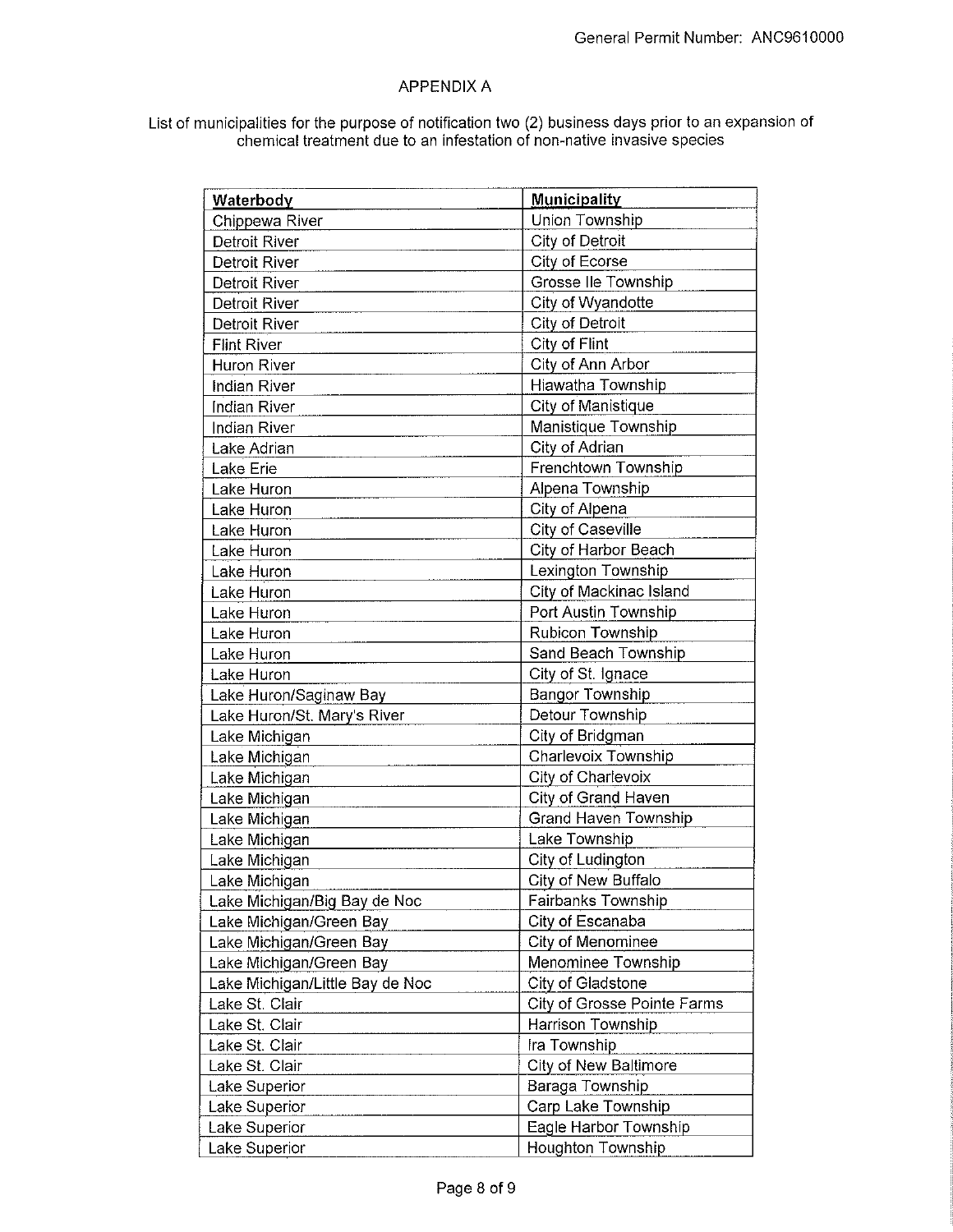## APPENDIX A

List of municipalities for the purpose of notification two (2) business days prior to an expansion of chemical treatment due to an infestation of non-native invasive species

| Waterbody | Municipality |
|---|---|
| Chippewa River | Union Township |
| Detroit River | City of Detroit |
| Detroit River | City of Ecorse |
| Detroit River | Grosse Ile Township |
| Detroit River | City of Wyandotte |
| Detroit River | City of Detroit |
| Flint River | City of Flint |
| Huron River | City of Ann Arbor |
| Indian River | Hiawatha Township |
| Indian River | City of Manistique |
| Indian River | Manistique Township |
| Lake Adrian | City of Adrian |
| Lake Erie | Frenchtown Township |
| Lake Huron | Alpena Township |
| Lake Huron | City of Alpena |
| Lake Huron | City of Caseville |
| Lake Huron | City of Harbor Beach |
| Lake Huron | Lexington Township |
| Lake Huron | City of Mackinac Island |
| Lake Huron | Port Austin Township |
| Lake Huron | Rubicon Township |
| Lake Huron | Sand Beach Township |
| Lake Huron | City of St. Ignace |
| Lake Huron/Saginaw Bay | Bangor Township |
| Lake Huron/St. Mary's River | Detour Township |
| Lake Michigan | City of Bridgman |
| Lake Michigan | Charlevoix Township |
| Lake Michigan | City of Charlevoix |
| Lake Michigan | City of Grand Haven |
| Lake Michigan | Grand Haven Township |
| Lake Michigan | Lake Township |
| Lake Michigan | City of Ludington |
| Lake Michigan | City of New Buffalo |
| Lake Michigan/Big Bay de Noc | Fairbanks Township |
| Lake Michigan/Green Bay | City of Escanaba |
| Lake Michigan/Green Bay | City of Menominee |
| Lake Michigan/Green Bay | Menominee Township |
| Lake Michigan/Little Bay de Noc | City of Gladstone |
| Lake St. Clair | City of Grosse Pointe Farms |
| Lake St. Clair | Harrison Township |
| Lake St. Clair | Ira Township |
| Lake St. Clair | City of New Baltimore |
| Lake Superior | Baraga Township |
| Lake Superior | Carp Lake Township |
| Lake Superior | Eagle Harbor Township |
| Lake Superior | Houghton Township |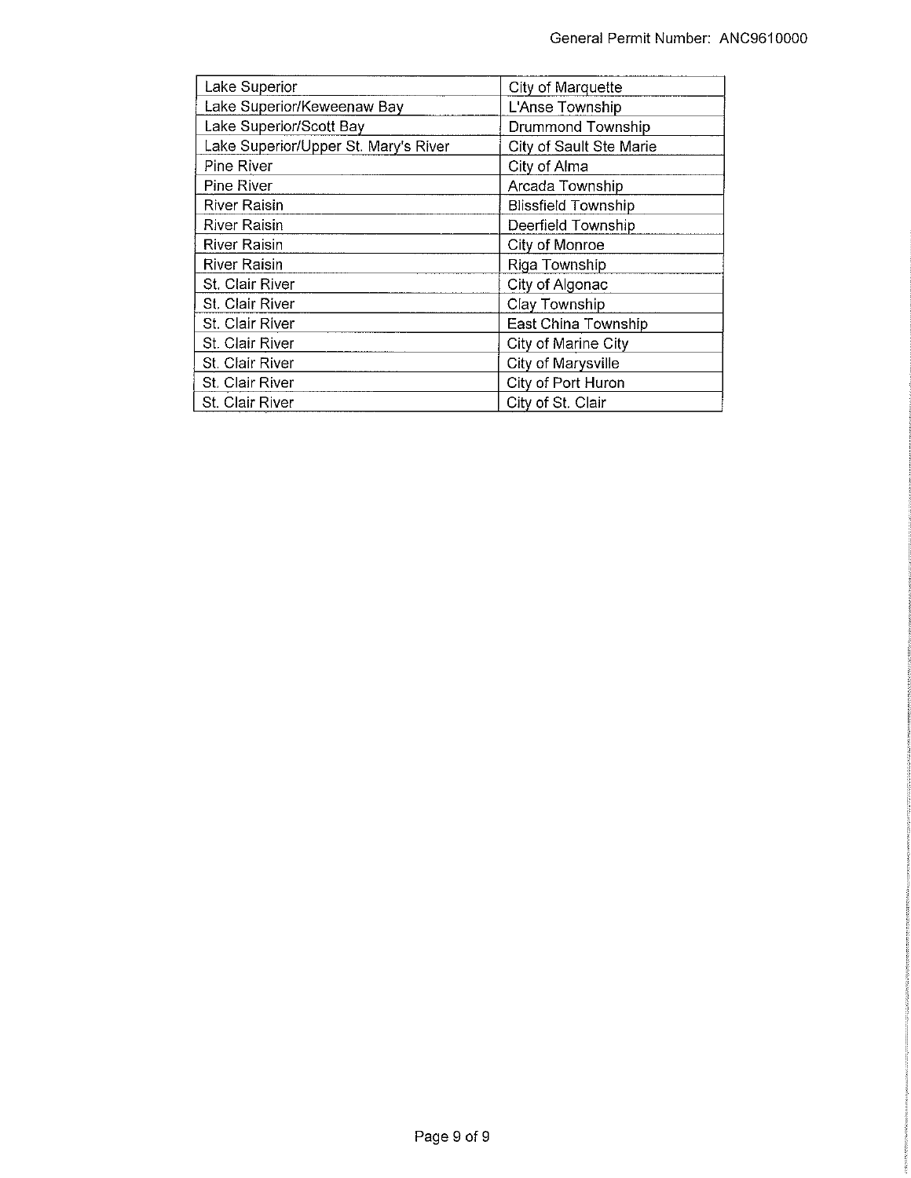| | |
|---|---|
| Lake Superior | City of Marquette |
| Lake Superior/Keweenaw Bay | L'Anse Township |
| Lake Superior/Scott Bay | Drummond Township |
| Lake Superior/Upper St. Mary's River | City of Sault Ste Marie |
| Pine River | City of Alma |
| Pine River | Arcada Township |
| River Raisin | Blissfield Township |
| River Raisin | Deerfield Township |
| River Raisin | City of Monroe |
| River Raisin | Riga Township |
| St. Clair River | City of Algonac |
| St. Clair River | Clay Township |
| St. Clair River | East China Township |
| St. Clair River | City of Marine City |
| St. Clair River | City of Marysville |
| St. Clair River | City of Port Huron |
| St. Clair River | City of St. Clair |